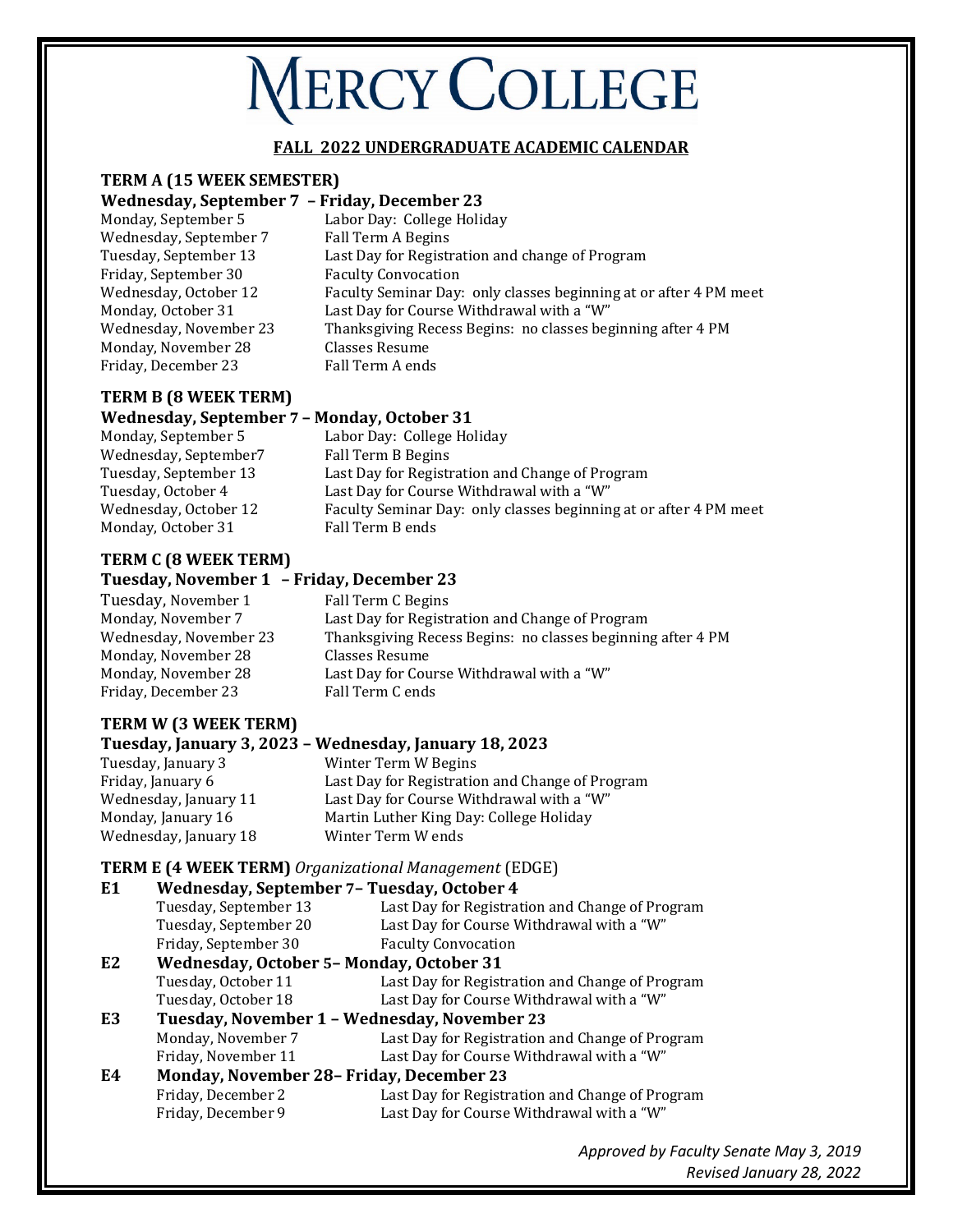# MERCY COLLEGE

## FALL 2022 UNDERGRADUATE ACADEMIC CALENDAR

### TERM A (15 WEEK SEMESTER)

**Wednesday, September 7 – Friday, December 23**

| | |
|---|---|
| Monday, September 5 | Labor Day: College Holiday |
| Wednesday, September 7 | Fall Term A Begins |
| Tuesday, September 13 | Last Day for Registration and change of Program |
| Friday, September 30 | Faculty Convocation |
| Wednesday, October 12 | Faculty Seminar Day: only classes beginning at or after 4 PM meet |
| Monday, October 31 | Last Day for Course Withdrawal with a "W" |
| Wednesday, November 23 | Thanksgiving Recess Begins: no classes beginning after 4 PM |
| Monday, November 28 | Classes Resume |
| Friday, December 23 | Fall Term A ends |

### TERM B (8 WEEK TERM)

**Wednesday, September 7 – Monday, October 31**

| | |
|---|---|
| Monday, September 5 | Labor Day: College Holiday |
| Wednesday, September7 | Fall Term B Begins |
| Tuesday, September 13 | Last Day for Registration and Change of Program |
| Tuesday, October 4 | Last Day for Course Withdrawal with a "W" |
| Wednesday, October 12 | Faculty Seminar Day: only classes beginning at or after 4 PM meet |
| Monday, October 31 | Fall Term B ends |

### TERM C (8 WEEK TERM)

**Tuesday, November 1 – Friday, December 23**

| | |
|---|---|
| Tuesday, November 1 | Fall Term C Begins |
| Monday, November 7 | Last Day for Registration and Change of Program |
| Wednesday, November 23 | Thanksgiving Recess Begins: no classes beginning after 4 PM |
| Monday, November 28 | Classes Resume |
| Monday, November 28 | Last Day for Course Withdrawal with a "W" |
| Friday, December 23 | Fall Term C ends |

### TERM W (3 WEEK TERM)

**Tuesday, January 3, 2023 – Wednesday, January 18, 2023**

| | |
|---|---|
| Tuesday, January 3 | Winter Term W Begins |
| Friday, January 6 | Last Day for Registration and Change of Program |
| Wednesday, January 11 | Last Day for Course Withdrawal with a "W" |
| Monday, January 16 | Martin Luther King Day: College Holiday |
| Wednesday, January 18 | Winter Term W ends |

### TERM E (4 WEEK TERM) *Organizational Management* (EDGE)

**E1 Wednesday, September 7– Tuesday, October 4**

| | |
|---|---|
| Tuesday, September 13 | Last Day for Registration and Change of Program |
| Tuesday, September 20 | Last Day for Course Withdrawal with a "W" |
| Friday, September 30 | Faculty Convocation |

**E2 Wednesday, October 5– Monday, October 31**

| | |
|---|---|
| Tuesday, October 11 | Last Day for Registration and Change of Program |
| Tuesday, October 18 | Last Day for Course Withdrawal with a "W" |

**E3 Tuesday, November 1 – Wednesday, November 23**

| | |
|---|---|
| Monday, November 7 | Last Day for Registration and Change of Program |
| Friday, November 11 | Last Day for Course Withdrawal with a "W" |

**E4 Monday, November 28– Friday, December 23**

| | |
|---|---|
| Friday, December 2 | Last Day for Registration and Change of Program |
| Friday, December 9 | Last Day for Course Withdrawal with a "W" |

*Approved by Faculty Senate May 3, 2019*

*Revised January 28, 2022*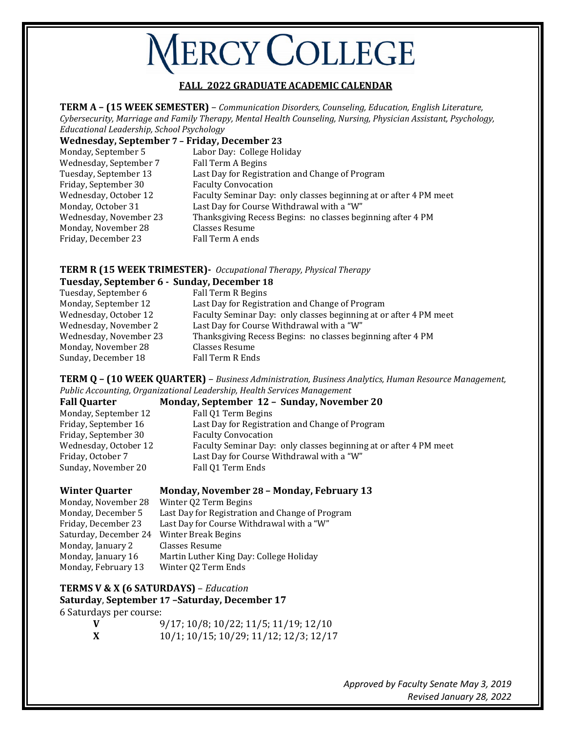# MERCY COLLEGE

## FALL 2022 GRADUATE ACADEMIC CALENDAR

**TERM A – (15 WEEK SEMESTER)** – *Communication Disorders, Counseling, Education, English Literature, Cybersecurity, Marriage and Family Therapy, Mental Health Counseling, Nursing, Physician Assistant, Psychology, Educational Leadership, School Psychology*

**Wednesday, September 7 – Friday, December 23**

| | |
|---|---|
| Monday, September 5 | Labor Day: College Holiday |
| Wednesday, September 7 | Fall Term A Begins |
| Tuesday, September 13 | Last Day for Registration and Change of Program |
| Friday, September 30 | Faculty Convocation |
| Wednesday, October 12 | Faculty Seminar Day: only classes beginning at or after 4 PM meet |
| Monday, October 31 | Last Day for Course Withdrawal with a "W" |
| Wednesday, November 23 | Thanksgiving Recess Begins: no classes beginning after 4 PM |
| Monday, November 28 | Classes Resume |
| Friday, December 23 | Fall Term A ends |

**TERM R (15 WEEK TRIMESTER)-** *Occupational Therapy, Physical Therapy*

**Tuesday, September 6 - Sunday, December 18**

| | |
|---|---|
| Tuesday, September 6 | Fall Term R Begins |
| Monday, September 12 | Last Day for Registration and Change of Program |
| Wednesday, October 12 | Faculty Seminar Day: only classes beginning at or after 4 PM meet |
| Wednesday, November 2 | Last Day for Course Withdrawal with a "W" |
| Wednesday, November 23 | Thanksgiving Recess Begins: no classes beginning after 4 PM |
| Monday, November 28 | Classes Resume |
| Sunday, December 18 | Fall Term R Ends |

**TERM Q – (10 WEEK QUARTER)** – *Business Administration, Business Analytics, Human Resource Management, Public Accounting, Organizational Leadership, Health Services Management*

| **Fall Quarter** | **Monday, September 12 – Sunday, November 20** |
|---|---|
| Monday, September 12 | Fall Q1 Term Begins |
| Friday, September 16 | Last Day for Registration and Change of Program |
| Friday, September 30 | Faculty Convocation |
| Wednesday, October 12 | Faculty Seminar Day: only classes beginning at or after 4 PM meet |
| Friday, October 7 | Last Day for Course Withdrawal with a "W" |
| Sunday, November 20 | Fall Q1 Term Ends |

| **Winter Quarter** | **Monday, November 28 – Monday, February 13** |
|---|---|
| Monday, November 28 | Winter Q2 Term Begins |
| Monday, December 5 | Last Day for Registration and Change of Program |
| Friday, December 23 | Last Day for Course Withdrawal with a "W" |
| Saturday, December 24 | Winter Break Begins |
| Monday, January 2 | Classes Resume |
| Monday, January 16 | Martin Luther King Day: College Holiday |
| Monday, February 13 | Winter Q2 Term Ends |

**TERMS V & X (6 SATURDAYS)** – *Education*

**Saturday, September 17 –Saturday, December 17**

6 Saturdays per course:

| | |
|---|---|
| **V** | 9/17; 10/8; 10/22; 11/5; 11/19; 12/10 |
| **X** | 10/1; 10/15; 10/29; 11/12; 12/3; 12/17 |

*Approved by Faculty Senate May 3, 2019*
*Revised January 28, 2022*